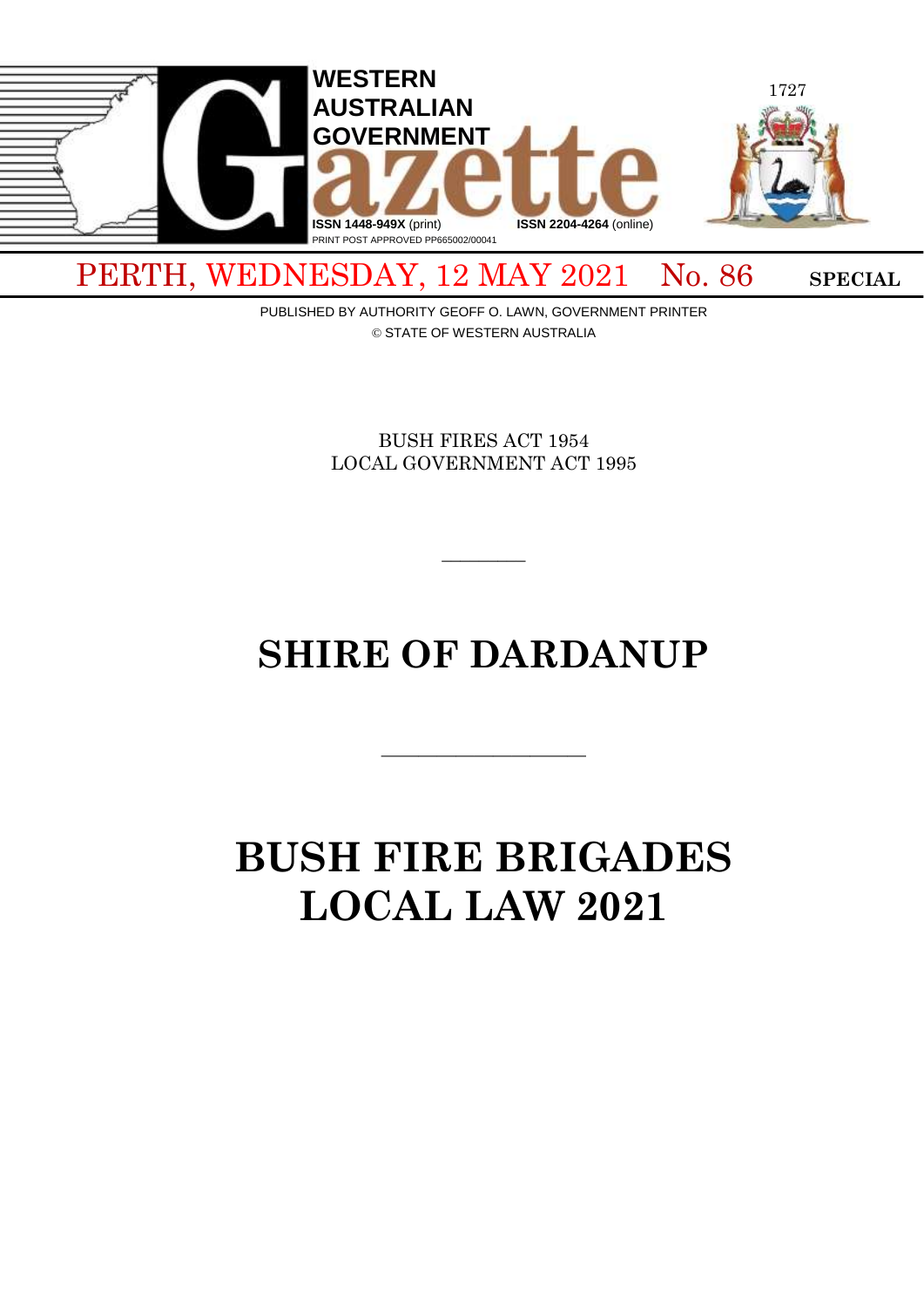# WESTERN AUSTRALIAN GOVERNMENT Gazette

ISSN 1448-949X (print) ISSN 2204-4264 (online)
PRINT POST APPROVED PP665002/00041

PERTH, WEDNESDAY, 12 MAY 2021 No. 86 **SPECIAL**

PUBLISHED BY AUTHORITY GEOFF O. LAWN, GOVERNMENT PRINTER
© STATE OF WESTERN AUSTRALIA

BUSH FIRES ACT 1954
LOCAL GOVERNMENT ACT 1995

---

# SHIRE OF DARDANUP

---

# BUSH FIRE BRIGADES LOCAL LAW 2021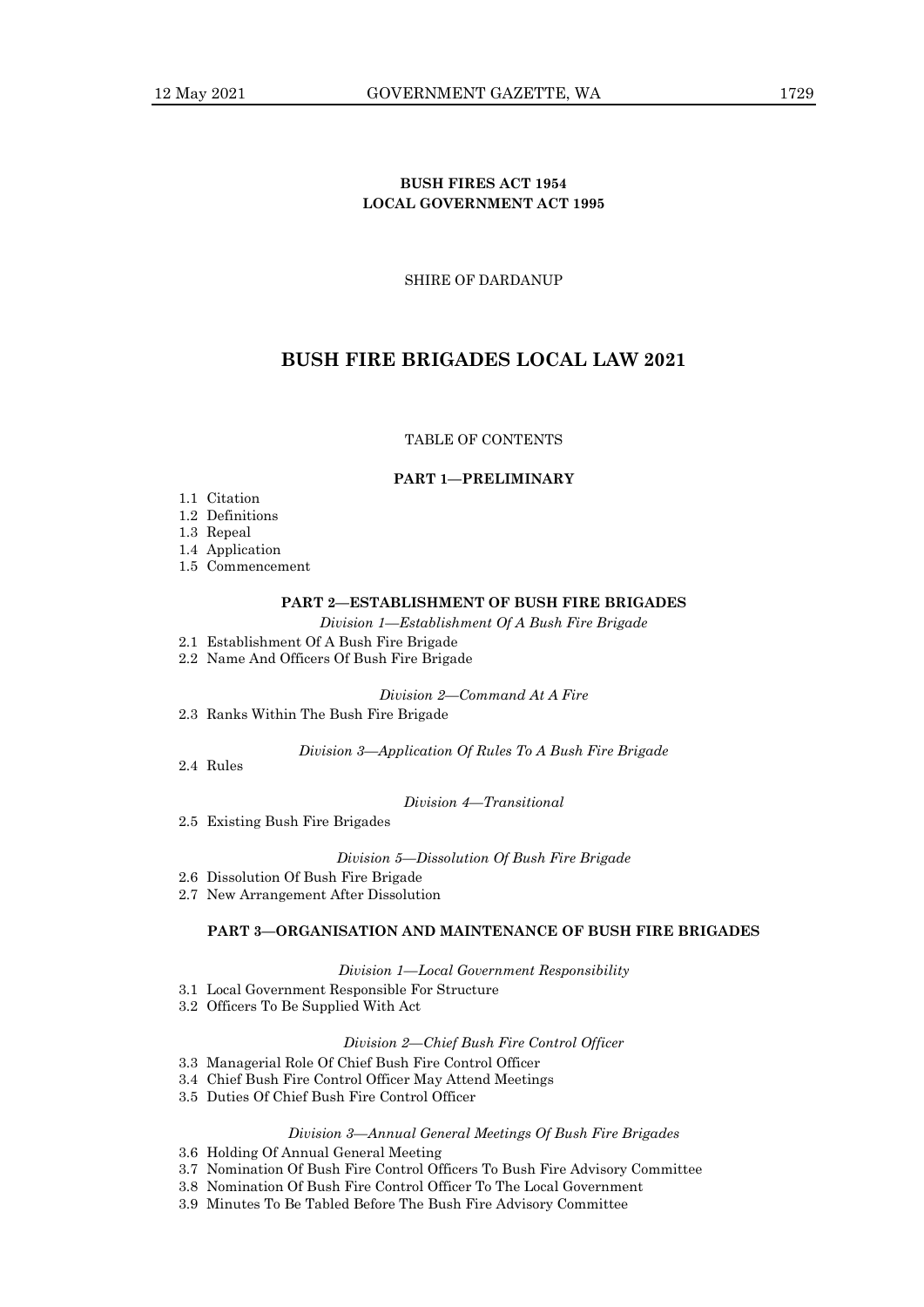**BUSH FIRES ACT 1954**
**LOCAL GOVERNMENT ACT 1995**

SHIRE OF DARDANUP

# BUSH FIRE BRIGADES LOCAL LAW 2021

TABLE OF CONTENTS

**PART 1—PRELIMINARY**

1.1 Citation
1.2 Definitions
1.3 Repeal
1.4 Application
1.5 Commencement

**PART 2—ESTABLISHMENT OF BUSH FIRE BRIGADES**

*Division 1—Establishment Of A Bush Fire Brigade*

2.1 Establishment Of A Bush Fire Brigade
2.2 Name And Officers Of Bush Fire Brigade

*Division 2—Command At A Fire*

2.3 Ranks Within The Bush Fire Brigade

*Division 3—Application Of Rules To A Bush Fire Brigade*

2.4 Rules

*Division 4—Transitional*

2.5 Existing Bush Fire Brigades

*Division 5—Dissolution Of Bush Fire Brigade*

2.6 Dissolution Of Bush Fire Brigade
2.7 New Arrangement After Dissolution

**PART 3—ORGANISATION AND MAINTENANCE OF BUSH FIRE BRIGADES**

*Division 1—Local Government Responsibility*

3.1 Local Government Responsible For Structure
3.2 Officers To Be Supplied With Act

*Division 2—Chief Bush Fire Control Officer*

3.3 Managerial Role Of Chief Bush Fire Control Officer
3.4 Chief Bush Fire Control Officer May Attend Meetings
3.5 Duties Of Chief Bush Fire Control Officer

*Division 3—Annual General Meetings Of Bush Fire Brigades*

3.6 Holding Of Annual General Meeting
3.7 Nomination Of Bush Fire Control Officers To Bush Fire Advisory Committee
3.8 Nomination Of Bush Fire Control Officer To The Local Government
3.9 Minutes To Be Tabled Before The Bush Fire Advisory Committee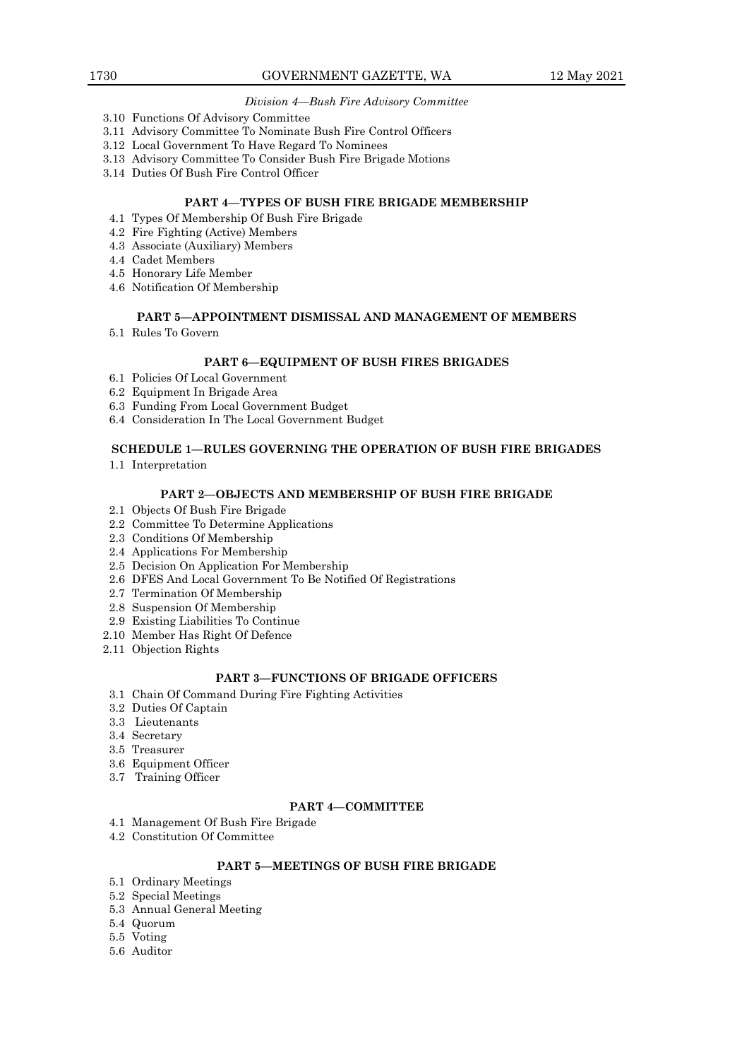*Division 4—Bush Fire Advisory Committee*

3.10 Functions Of Advisory Committee
3.11 Advisory Committee To Nominate Bush Fire Control Officers
3.12 Local Government To Have Regard To Nominees
3.13 Advisory Committee To Consider Bush Fire Brigade Motions
3.14 Duties Of Bush Fire Control Officer

### PART 4—TYPES OF BUSH FIRE BRIGADE MEMBERSHIP

4.1 Types Of Membership Of Bush Fire Brigade
4.2 Fire Fighting (Active) Members
4.3 Associate (Auxiliary) Members
4.4 Cadet Members
4.5 Honorary Life Member
4.6 Notification Of Membership

### PART 5—APPOINTMENT DISMISSAL AND MANAGEMENT OF MEMBERS

5.1 Rules To Govern

### PART 6—EQUIPMENT OF BUSH FIRES BRIGADES

6.1 Policies Of Local Government
6.2 Equipment In Brigade Area
6.3 Funding From Local Government Budget
6.4 Consideration In The Local Government Budget

### SCHEDULE 1—RULES GOVERNING THE OPERATION OF BUSH FIRE BRIGADES

1.1 Interpretation

### PART 2—OBJECTS AND MEMBERSHIP OF BUSH FIRE BRIGADE

2.1 Objects Of Bush Fire Brigade
2.2 Committee To Determine Applications
2.3 Conditions Of Membership
2.4 Applications For Membership
2.5 Decision On Application For Membership
2.6 DFES And Local Government To Be Notified Of Registrations
2.7 Termination Of Membership
2.8 Suspension Of Membership
2.9 Existing Liabilities To Continue
2.10 Member Has Right Of Defence
2.11 Objection Rights

### PART 3—FUNCTIONS OF BRIGADE OFFICERS

3.1 Chain Of Command During Fire Fighting Activities
3.2 Duties Of Captain
3.3 Lieutenants
3.4 Secretary
3.5 Treasurer
3.6 Equipment Officer
3.7 Training Officer

### PART 4—COMMITTEE

4.1 Management Of Bush Fire Brigade
4.2 Constitution Of Committee

### PART 5—MEETINGS OF BUSH FIRE BRIGADE

5.1 Ordinary Meetings
5.2 Special Meetings
5.3 Annual General Meeting
5.4 Quorum
5.5 Voting
5.6 Auditor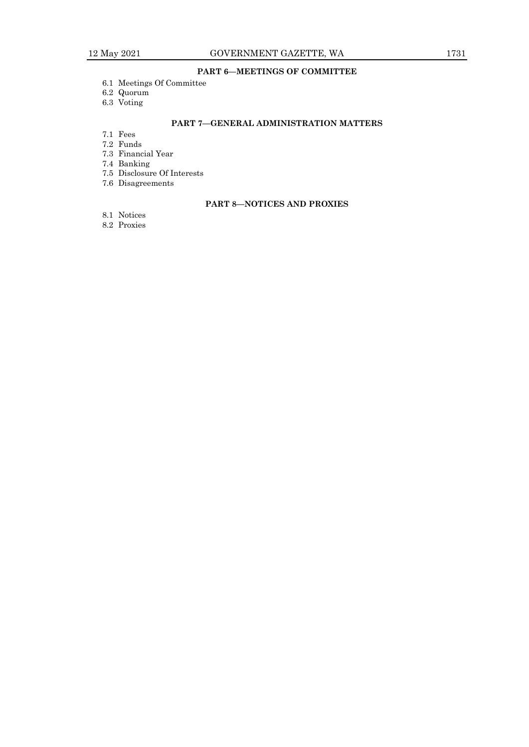**PART 6—MEETINGS OF COMMITTEE**

6.1 Meetings Of Committee
6.2 Quorum
6.3 Voting

**PART 7—GENERAL ADMINISTRATION MATTERS**

7.1 Fees
7.2 Funds
7.3 Financial Year
7.4 Banking
7.5 Disclosure Of Interests
7.6 Disagreements

**PART 8—NOTICES AND PROXIES**

8.1 Notices
8.2 Proxies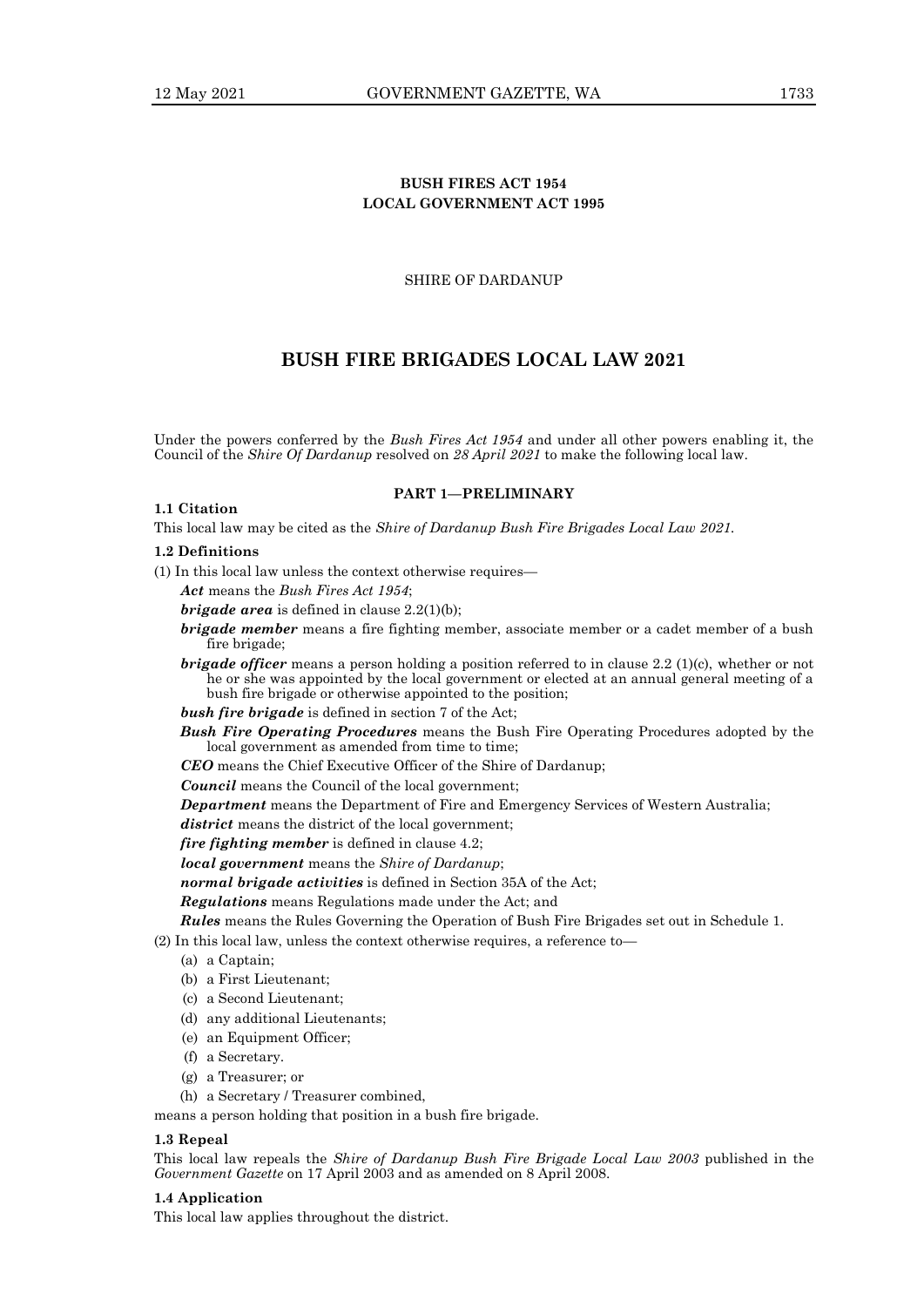**BUSH FIRES ACT 1954**
**LOCAL GOVERNMENT ACT 1995**

SHIRE OF DARDANUP

# BUSH FIRE BRIGADES LOCAL LAW 2021

Under the powers conferred by the *Bush Fires Act 1954* and under all other powers enabling it, the Council of the *Shire Of Dardanup* resolved on *28 April 2021* to make the following local law.

## PART 1—PRELIMINARY

**1.1 Citation**

This local law may be cited as the *Shire of Dardanup Bush Fire Brigades Local Law 2021.*

**1.2 Definitions**

(1) In this local law unless the context otherwise requires—

***Act*** means the *Bush Fires Act 1954*;

***brigade area*** is defined in clause 2.2(1)(b);

***brigade member*** means a fire fighting member, associate member or a cadet member of a bush fire brigade;

***brigade officer*** means a person holding a position referred to in clause 2.2 (1)(c), whether or not he or she was appointed by the local government or elected at an annual general meeting of a bush fire brigade or otherwise appointed to the position;

***bush fire brigade*** is defined in section 7 of the Act;

***Bush Fire Operating Procedures*** means the Bush Fire Operating Procedures adopted by the local government as amended from time to time;

***CEO*** means the Chief Executive Officer of the Shire of Dardanup;

***Council*** means the Council of the local government;

***Department*** means the Department of Fire and Emergency Services of Western Australia;

***district*** means the district of the local government;

***fire fighting member*** is defined in clause 4.2;

***local government*** means the *Shire of Dardanup*;

***normal brigade activities*** is defined in Section 35A of the Act;

***Regulations*** means Regulations made under the Act; and

***Rules*** means the Rules Governing the Operation of Bush Fire Brigades set out in Schedule 1.

(2) In this local law, unless the context otherwise requires, a reference to—

(a) a Captain;

(b) a First Lieutenant;

(c) a Second Lieutenant;

(d) any additional Lieutenants;

(e) an Equipment Officer;

(f) a Secretary.

(g) a Treasurer; or

(h) a Secretary / Treasurer combined,

means a person holding that position in a bush fire brigade.

**1.3 Repeal**

This local law repeals the *Shire of Dardanup Bush Fire Brigade Local Law 2003* published in the *Government Gazette* on 17 April 2003 and as amended on 8 April 2008.

**1.4 Application**

This local law applies throughout the district.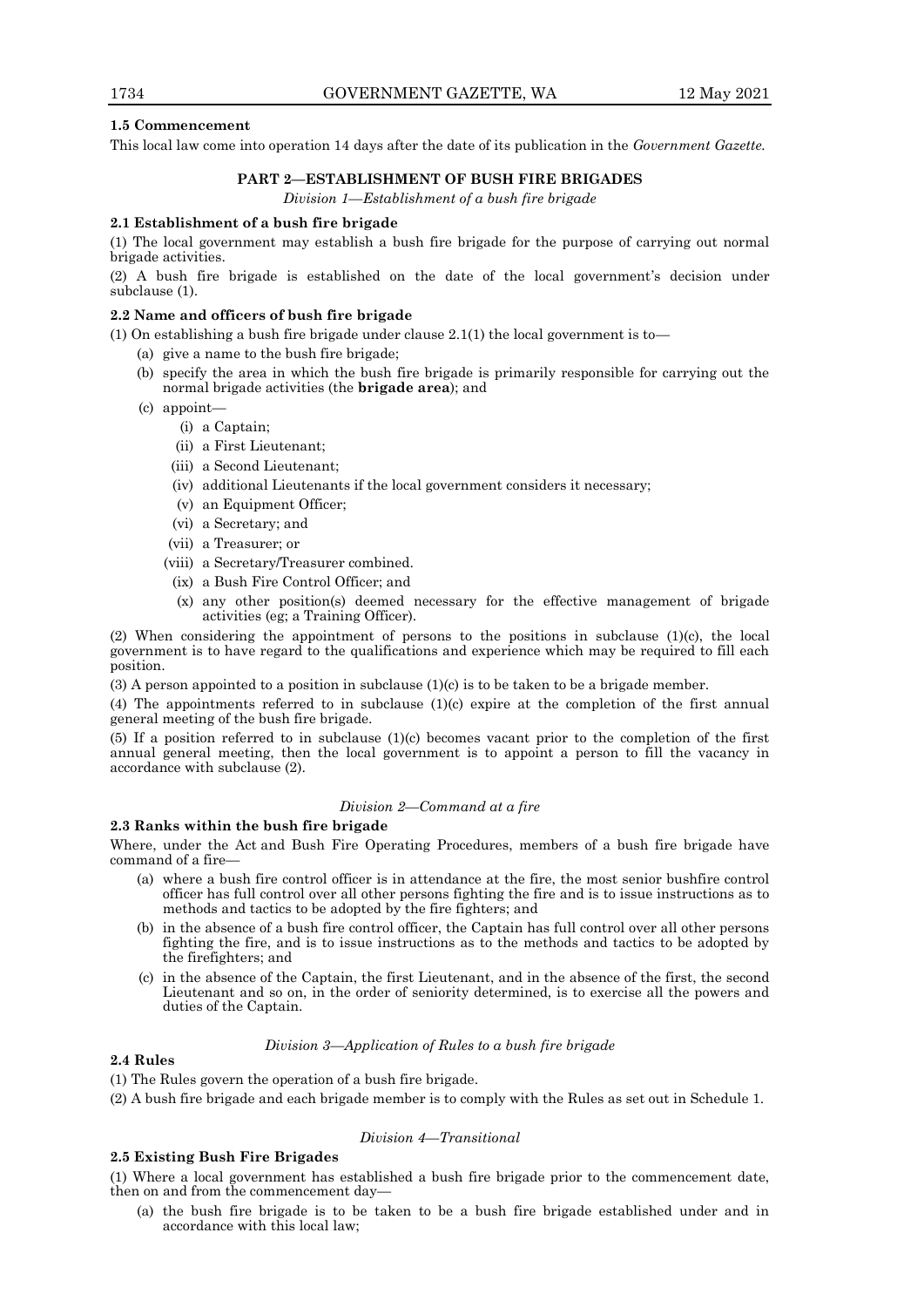**1.5 Commencement**

This local law come into operation 14 days after the date of its publication in the *Government Gazette*.

## PART 2—ESTABLISHMENT OF BUSH FIRE BRIGADES

*Division 1—Establishment of a bush fire brigade*

**2.1 Establishment of a bush fire brigade**

(1) The local government may establish a bush fire brigade for the purpose of carrying out normal brigade activities.

(2) A bush fire brigade is established on the date of the local government's decision under subclause (1).

**2.2 Name and officers of bush fire brigade**

(1) On establishing a bush fire brigade under clause 2.1(1) the local government is to—

- (a) give a name to the bush fire brigade;
- (b) specify the area in which the bush fire brigade is primarily responsible for carrying out the normal brigade activities (the **brigade area**); and
- (c) appoint—
  - (i) a Captain;
  - (ii) a First Lieutenant;
  - (iii) a Second Lieutenant;
  - (iv) additional Lieutenants if the local government considers it necessary;
  - (v) an Equipment Officer;
  - (vi) a Secretary; and
  - (vii) a Treasurer; or
  - (viii) a Secretary/Treasurer combined.
  - (ix) a Bush Fire Control Officer; and
  - (x) any other position(s) deemed necessary for the effective management of brigade activities (eg; a Training Officer).

(2) When considering the appointment of persons to the positions in subclause (1)(c), the local government is to have regard to the qualifications and experience which may be required to fill each position.

(3) A person appointed to a position in subclause (1)(c) is to be taken to be a brigade member.

(4) The appointments referred to in subclause (1)(c) expire at the completion of the first annual general meeting of the bush fire brigade.

(5) If a position referred to in subclause (1)(c) becomes vacant prior to the completion of the first annual general meeting, then the local government is to appoint a person to fill the vacancy in accordance with subclause (2).

*Division 2—Command at a fire*

**2.3 Ranks within the bush fire brigade**

Where, under the Act and Bush Fire Operating Procedures, members of a bush fire brigade have command of a fire—

- (a) where a bush fire control officer is in attendance at the fire, the most senior bushfire control officer has full control over all other persons fighting the fire and is to issue instructions as to methods and tactics to be adopted by the fire fighters; and
- (b) in the absence of a bush fire control officer, the Captain has full control over all other persons fighting the fire, and is to issue instructions as to the methods and tactics to be adopted by the firefighters; and
- (c) in the absence of the Captain, the first Lieutenant, and in the absence of the first, the second Lieutenant and so on, in the order of seniority determined, is to exercise all the powers and duties of the Captain.

*Division 3—Application of Rules to a bush fire brigade*

**2.4 Rules**

(1) The Rules govern the operation of a bush fire brigade.

(2) A bush fire brigade and each brigade member is to comply with the Rules as set out in Schedule 1.

*Division 4—Transitional*

**2.5 Existing Bush Fire Brigades**

(1) Where a local government has established a bush fire brigade prior to the commencement date, then on and from the commencement day—

- (a) the bush fire brigade is to be taken to be a bush fire brigade established under and in accordance with this local law;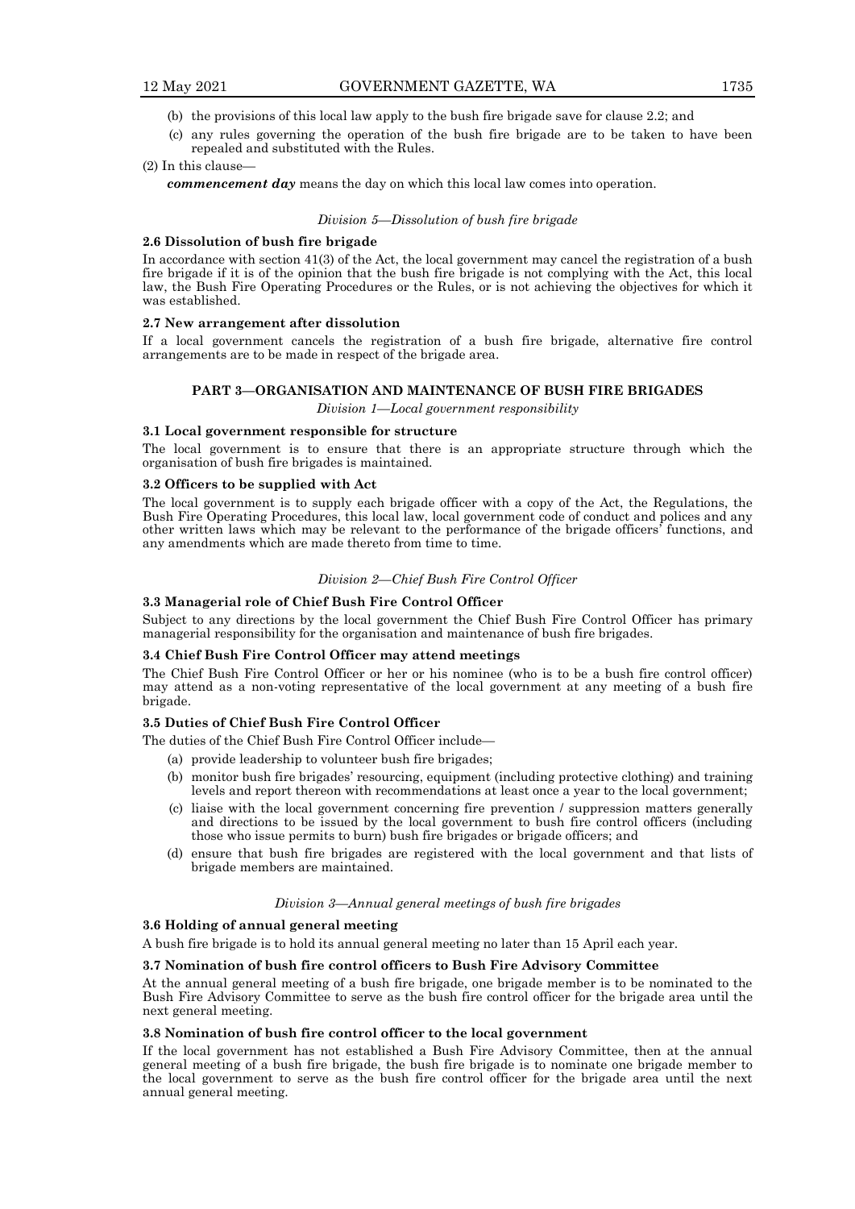(b) the provisions of this local law apply to the bush fire brigade save for clause 2.2; and

(c) any rules governing the operation of the bush fire brigade are to be taken to have been repealed and substituted with the Rules.

(2) In this clause—

***commencement day*** means the day on which this local law comes into operation.

*Division 5—Dissolution of bush fire brigade*

**2.6 Dissolution of bush fire brigade**

In accordance with section 41(3) of the Act, the local government may cancel the registration of a bush fire brigade if it is of the opinion that the bush fire brigade is not complying with the Act, this local law, the Bush Fire Operating Procedures or the Rules, or is not achieving the objectives for which it was established.

**2.7 New arrangement after dissolution**

If a local government cancels the registration of a bush fire brigade, alternative fire control arrangements are to be made in respect of the brigade area.

## PART 3—ORGANISATION AND MAINTENANCE OF BUSH FIRE BRIGADES

*Division 1—Local government responsibility*

**3.1 Local government responsible for structure**

The local government is to ensure that there is an appropriate structure through which the organisation of bush fire brigades is maintained.

**3.2 Officers to be supplied with Act**

The local government is to supply each brigade officer with a copy of the Act, the Regulations, the Bush Fire Operating Procedures, this local law, local government code of conduct and polices and any other written laws which may be relevant to the performance of the brigade officers' functions, and any amendments which are made thereto from time to time.

*Division 2—Chief Bush Fire Control Officer*

**3.3 Managerial role of Chief Bush Fire Control Officer**

Subject to any directions by the local government the Chief Bush Fire Control Officer has primary managerial responsibility for the organisation and maintenance of bush fire brigades.

**3.4 Chief Bush Fire Control Officer may attend meetings**

The Chief Bush Fire Control Officer or her or his nominee (who is to be a bush fire control officer) may attend as a non-voting representative of the local government at any meeting of a bush fire brigade.

**3.5 Duties of Chief Bush Fire Control Officer**

The duties of the Chief Bush Fire Control Officer include—

(a) provide leadership to volunteer bush fire brigades;

(b) monitor bush fire brigades' resourcing, equipment (including protective clothing) and training levels and report thereon with recommendations at least once a year to the local government;

(c) liaise with the local government concerning fire prevention / suppression matters generally and directions to be issued by the local government to bush fire control officers (including those who issue permits to burn) bush fire brigades or brigade officers; and

(d) ensure that bush fire brigades are registered with the local government and that lists of brigade members are maintained.

*Division 3—Annual general meetings of bush fire brigades*

**3.6 Holding of annual general meeting**

A bush fire brigade is to hold its annual general meeting no later than 15 April each year.

**3.7 Nomination of bush fire control officers to Bush Fire Advisory Committee**

At the annual general meeting of a bush fire brigade, one brigade member is to be nominated to the Bush Fire Advisory Committee to serve as the bush fire control officer for the brigade area until the next general meeting.

**3.8 Nomination of bush fire control officer to the local government**

If the local government has not established a Bush Fire Advisory Committee, then at the annual general meeting of a bush fire brigade, the bush fire brigade is to nominate one brigade member to the local government to serve as the bush fire control officer for the brigade area until the next annual general meeting.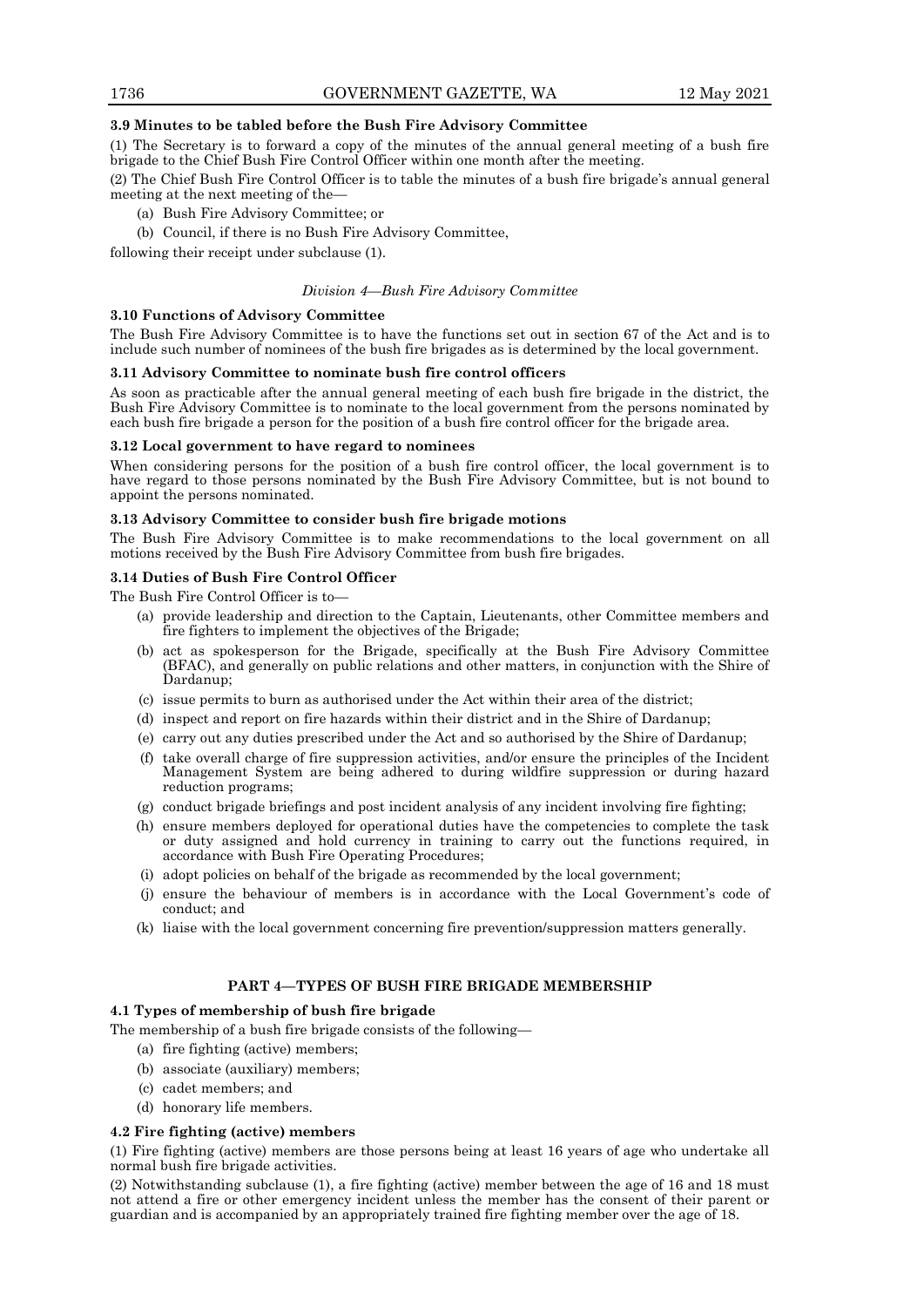**3.9 Minutes to be tabled before the Bush Fire Advisory Committee**

(1) The Secretary is to forward a copy of the minutes of the annual general meeting of a bush fire brigade to the Chief Bush Fire Control Officer within one month after the meeting.

(2) The Chief Bush Fire Control Officer is to table the minutes of a bush fire brigade's annual general meeting at the next meeting of the—

- (a) Bush Fire Advisory Committee; or
- (b) Council, if there is no Bush Fire Advisory Committee,

following their receipt under subclause (1).

*Division 4—Bush Fire Advisory Committee*

**3.10 Functions of Advisory Committee**

The Bush Fire Advisory Committee is to have the functions set out in section 67 of the Act and is to include such number of nominees of the bush fire brigades as is determined by the local government.

**3.11 Advisory Committee to nominate bush fire control officers**

As soon as practicable after the annual general meeting of each bush fire brigade in the district, the Bush Fire Advisory Committee is to nominate to the local government from the persons nominated by each bush fire brigade a person for the position of a bush fire control officer for the brigade area.

**3.12 Local government to have regard to nominees**

When considering persons for the position of a bush fire control officer, the local government is to have regard to those persons nominated by the Bush Fire Advisory Committee, but is not bound to appoint the persons nominated.

**3.13 Advisory Committee to consider bush fire brigade motions**

The Bush Fire Advisory Committee is to make recommendations to the local government on all motions received by the Bush Fire Advisory Committee from bush fire brigades.

**3.14 Duties of Bush Fire Control Officer**

The Bush Fire Control Officer is to—

- (a) provide leadership and direction to the Captain, Lieutenants, other Committee members and fire fighters to implement the objectives of the Brigade;
- (b) act as spokesperson for the Brigade, specifically at the Bush Fire Advisory Committee (BFAC), and generally on public relations and other matters, in conjunction with the Shire of Dardanup;
- (c) issue permits to burn as authorised under the Act within their area of the district;
- (d) inspect and report on fire hazards within their district and in the Shire of Dardanup;
- (e) carry out any duties prescribed under the Act and so authorised by the Shire of Dardanup;
- (f) take overall charge of fire suppression activities, and/or ensure the principles of the Incident Management System are being adhered to during wildfire suppression or during hazard reduction programs;
- (g) conduct brigade briefings and post incident analysis of any incident involving fire fighting;
- (h) ensure members deployed for operational duties have the competencies to complete the task or duty assigned and hold currency in training to carry out the functions required, in accordance with Bush Fire Operating Procedures;
- (i) adopt policies on behalf of the brigade as recommended by the local government;
- (j) ensure the behaviour of members is in accordance with the Local Government's code of conduct; and
- (k) liaise with the local government concerning fire prevention/suppression matters generally.

## PART 4—TYPES OF BUSH FIRE BRIGADE MEMBERSHIP

**4.1 Types of membership of bush fire brigade**

The membership of a bush fire brigade consists of the following—

- (a) fire fighting (active) members;
- (b) associate (auxiliary) members;
- (c) cadet members; and
- (d) honorary life members.

**4.2 Fire fighting (active) members**

(1) Fire fighting (active) members are those persons being at least 16 years of age who undertake all normal bush fire brigade activities.

(2) Notwithstanding subclause (1), a fire fighting (active) member between the age of 16 and 18 must not attend a fire or other emergency incident unless the member has the consent of their parent or guardian and is accompanied by an appropriately trained fire fighting member over the age of 18.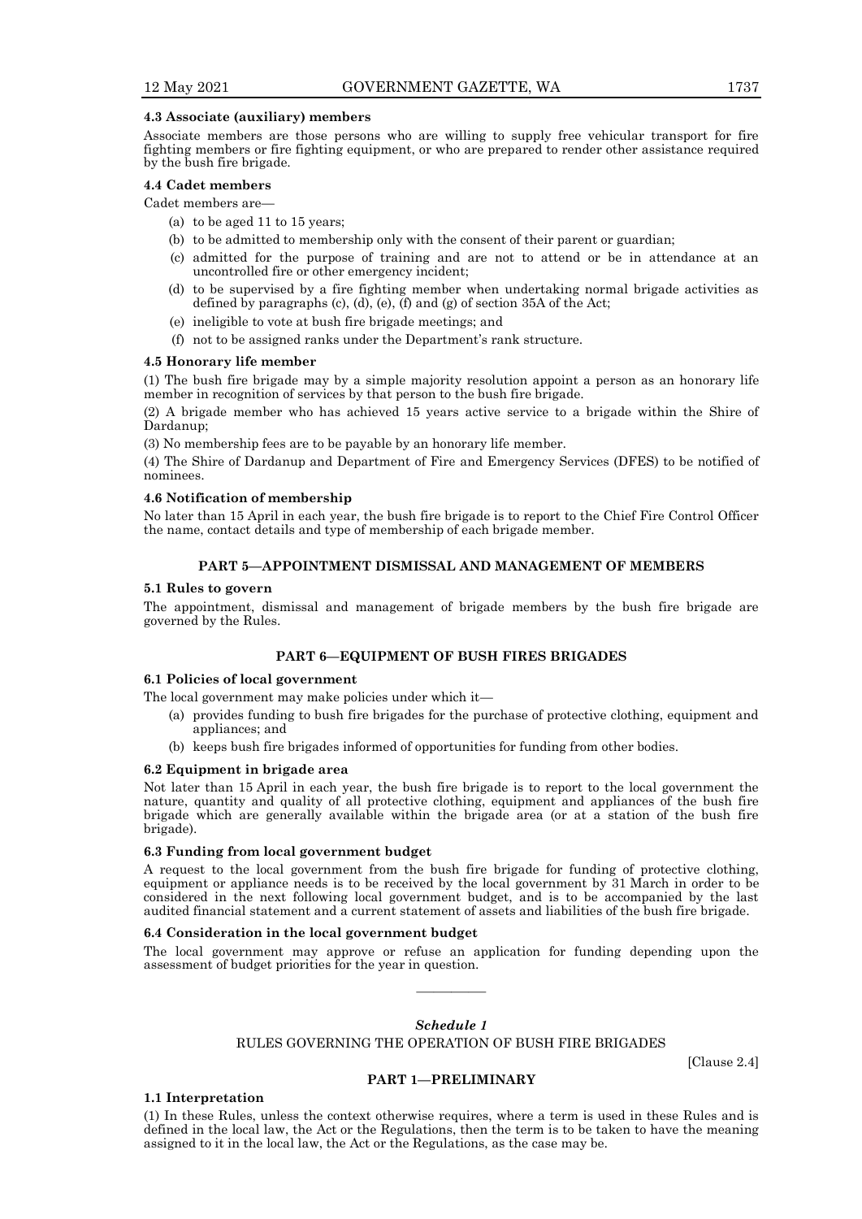#### 4.3 Associate (auxiliary) members

Associate members are those persons who are willing to supply free vehicular transport for fire fighting members or fire fighting equipment, or who are prepared to render other assistance required by the bush fire brigade.

#### 4.4 Cadet members

Cadet members are—

- (a) to be aged 11 to 15 years;
- (b) to be admitted to membership only with the consent of their parent or guardian;
- (c) admitted for the purpose of training and are not to attend or be in attendance at an uncontrolled fire or other emergency incident;
- (d) to be supervised by a fire fighting member when undertaking normal brigade activities as defined by paragraphs (c), (d), (e), (f) and (g) of section 35A of the Act;
- (e) ineligible to vote at bush fire brigade meetings; and
- (f) not to be assigned ranks under the Department's rank structure.

#### 4.5 Honorary life member

(1) The bush fire brigade may by a simple majority resolution appoint a person as an honorary life member in recognition of services by that person to the bush fire brigade.

(2) A brigade member who has achieved 15 years active service to a brigade within the Shire of Dardanup;

(3) No membership fees are to be payable by an honorary life member.

(4) The Shire of Dardanup and Department of Fire and Emergency Services (DFES) to be notified of nominees.

#### 4.6 Notification of membership

No later than 15 April in each year, the bush fire brigade is to report to the Chief Fire Control Officer the name, contact details and type of membership of each brigade member.

### PART 5—APPOINTMENT DISMISSAL AND MANAGEMENT OF MEMBERS

#### 5.1 Rules to govern

The appointment, dismissal and management of brigade members by the bush fire brigade are governed by the Rules.

### PART 6—EQUIPMENT OF BUSH FIRES BRIGADES

#### 6.1 Policies of local government

The local government may make policies under which it—

- (a) provides funding to bush fire brigades for the purchase of protective clothing, equipment and appliances; and
- (b) keeps bush fire brigades informed of opportunities for funding from other bodies.

#### 6.2 Equipment in brigade area

Not later than 15 April in each year, the bush fire brigade is to report to the local government the nature, quantity and quality of all protective clothing, equipment and appliances of the bush fire brigade which are generally available within the brigade area (or at a station of the bush fire brigade).

#### 6.3 Funding from local government budget

A request to the local government from the bush fire brigade for funding of protective clothing, equipment or appliance needs is to be received by the local government by 31 March in order to be considered in the next following local government budget, and is to be accompanied by the last audited financial statement and a current statement of assets and liabilities of the bush fire brigade.

#### 6.4 Consideration in the local government budget

The local government may approve or refuse an application for funding depending upon the assessment of budget priorities for the year in question.

———————

## *Schedule 1*

## RULES GOVERNING THE OPERATION OF BUSH FIRE BRIGADES

[Clause 2.4]

### PART 1—PRELIMINARY

#### 1.1 Interpretation

(1) In these Rules, unless the context otherwise requires, where a term is used in these Rules and is defined in the local law, the Act or the Regulations, then the term is to be taken to have the meaning assigned to it in the local law, the Act or the Regulations, as the case may be.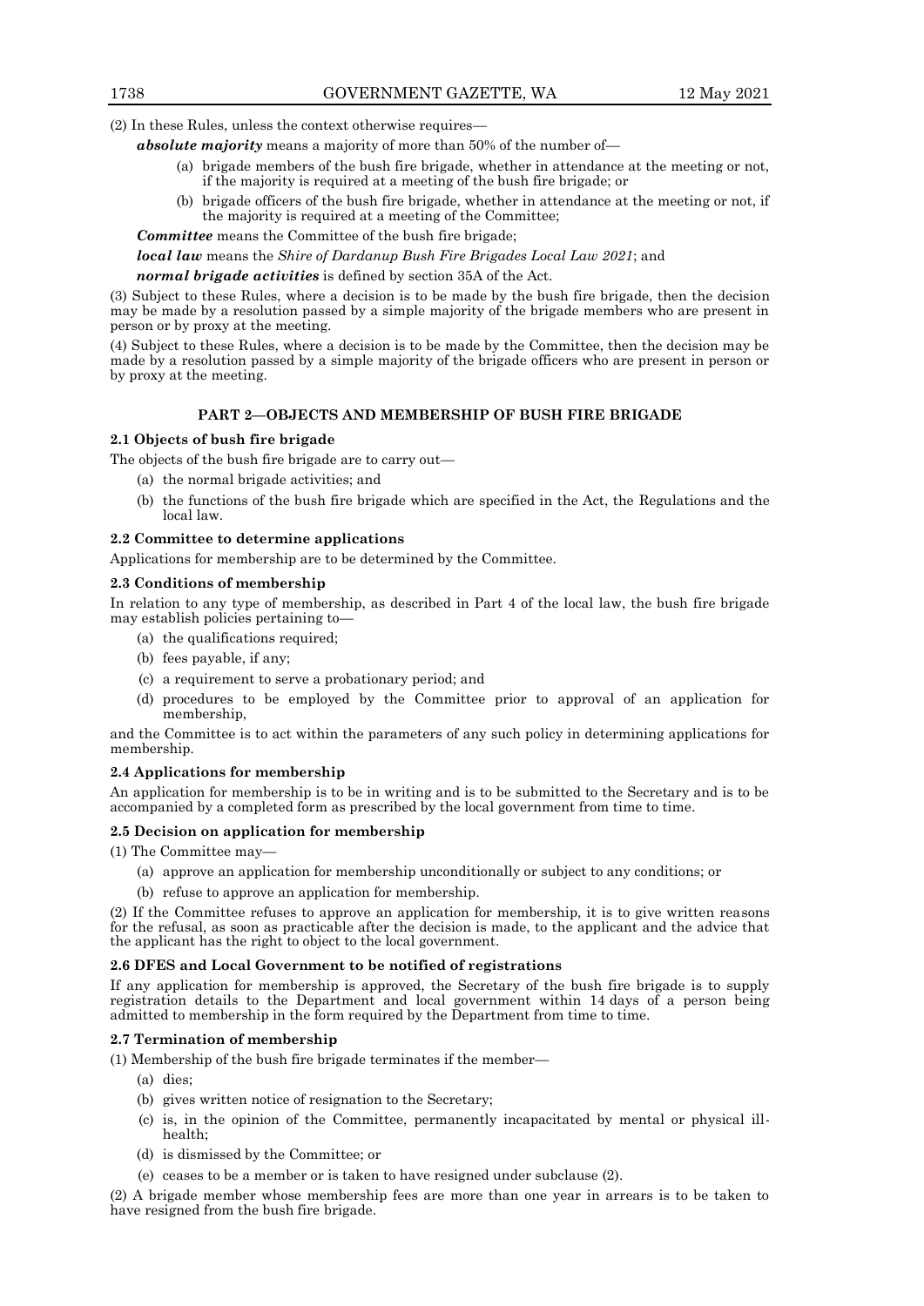(2) In these Rules, unless the context otherwise requires—

***absolute majority*** means a majority of more than 50% of the number of—

- (a) brigade members of the bush fire brigade, whether in attendance at the meeting or not, if the majority is required at a meeting of the bush fire brigade; or
- (b) brigade officers of the bush fire brigade, whether in attendance at the meeting or not, if the majority is required at a meeting of the Committee;

***Committee*** means the Committee of the bush fire brigade;

***local law*** means the *Shire of Dardanup Bush Fire Brigades Local Law 2021*; and

***normal brigade activities*** is defined by section 35A of the Act.

(3) Subject to these Rules, where a decision is to be made by the bush fire brigade, then the decision may be made by a resolution passed by a simple majority of the brigade members who are present in person or by proxy at the meeting.

(4) Subject to these Rules, where a decision is to be made by the Committee, then the decision may be made by a resolution passed by a simple majority of the brigade officers who are present in person or by proxy at the meeting.

## PART 2—OBJECTS AND MEMBERSHIP OF BUSH FIRE BRIGADE

### 2.1 Objects of bush fire brigade

The objects of the bush fire brigade are to carry out—

- (a) the normal brigade activities; and
- (b) the functions of the bush fire brigade which are specified in the Act, the Regulations and the local law.

### 2.2 Committee to determine applications

Applications for membership are to be determined by the Committee.

### 2.3 Conditions of membership

In relation to any type of membership, as described in Part 4 of the local law, the bush fire brigade may establish policies pertaining to—

- (a) the qualifications required;
- (b) fees payable, if any;
- (c) a requirement to serve a probationary period; and
- (d) procedures to be employed by the Committee prior to approval of an application for membership,

and the Committee is to act within the parameters of any such policy in determining applications for membership.

### 2.4 Applications for membership

An application for membership is to be in writing and is to be submitted to the Secretary and is to be accompanied by a completed form as prescribed by the local government from time to time.

### 2.5 Decision on application for membership

(1) The Committee may—

- (a) approve an application for membership unconditionally or subject to any conditions; or
- (b) refuse to approve an application for membership.

(2) If the Committee refuses to approve an application for membership, it is to give written reasons for the refusal, as soon as practicable after the decision is made, to the applicant and the advice that the applicant has the right to object to the local government.

### 2.6 DFES and Local Government to be notified of registrations

If any application for membership is approved, the Secretary of the bush fire brigade is to supply registration details to the Department and local government within 14 days of a person being admitted to membership in the form required by the Department from time to time.

### 2.7 Termination of membership

(1) Membership of the bush fire brigade terminates if the member—

- (a) dies;
- (b) gives written notice of resignation to the Secretary;
- (c) is, in the opinion of the Committee, permanently incapacitated by mental or physical ill-health;
- (d) is dismissed by the Committee; or
- (e) ceases to be a member or is taken to have resigned under subclause (2).

(2) A brigade member whose membership fees are more than one year in arrears is to be taken to have resigned from the bush fire brigade.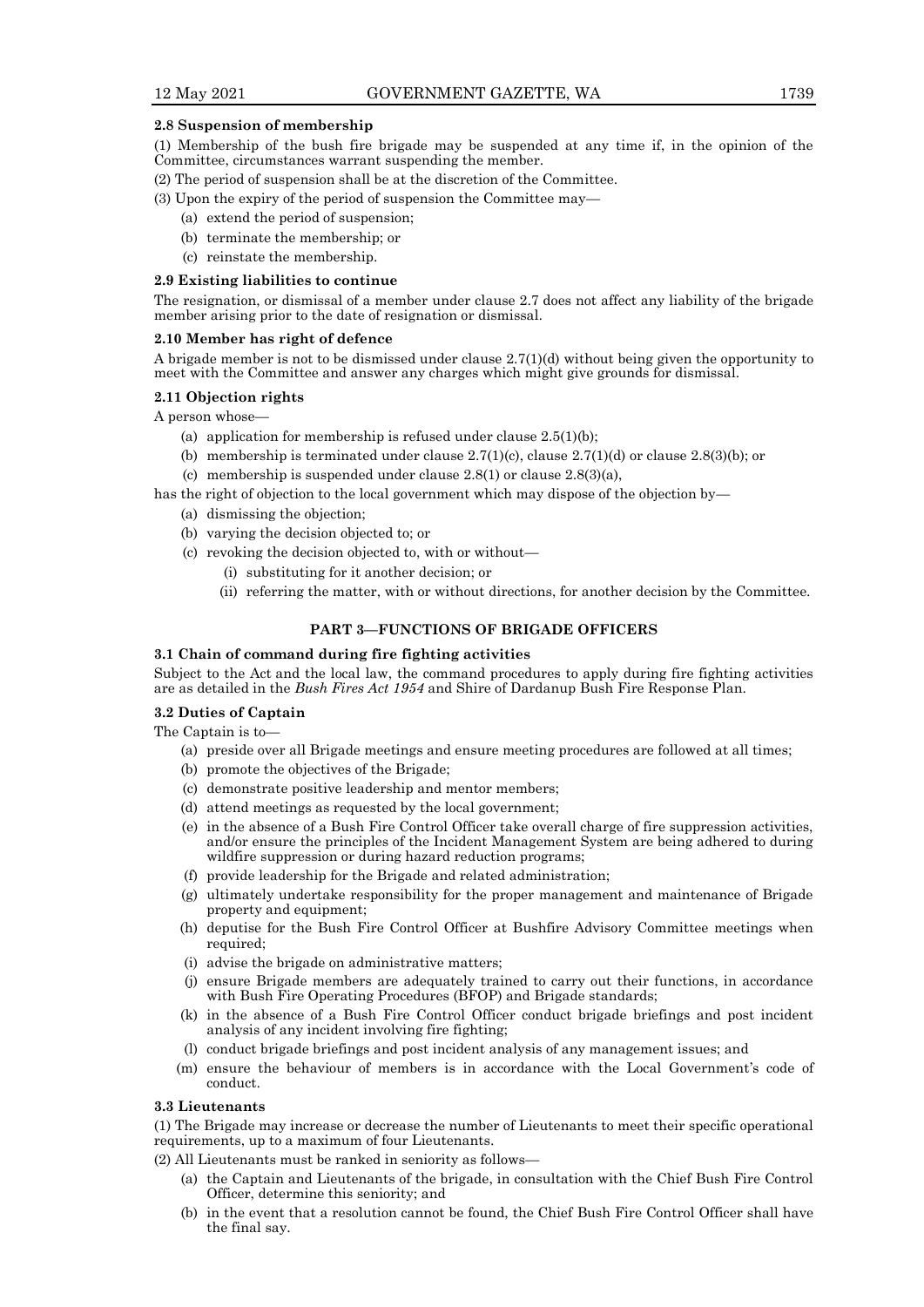**2.8 Suspension of membership**

(1) Membership of the bush fire brigade may be suspended at any time if, in the opinion of the Committee, circumstances warrant suspending the member.

(2) The period of suspension shall be at the discretion of the Committee.

(3) Upon the expiry of the period of suspension the Committee may—

- (a) extend the period of suspension;
- (b) terminate the membership; or
- (c) reinstate the membership.

**2.9 Existing liabilities to continue**

The resignation, or dismissal of a member under clause 2.7 does not affect any liability of the brigade member arising prior to the date of resignation or dismissal.

**2.10 Member has right of defence**

A brigade member is not to be dismissed under clause 2.7(1)(d) without being given the opportunity to meet with the Committee and answer any charges which might give grounds for dismissal.

**2.11 Objection rights**

A person whose—

- (a) application for membership is refused under clause 2.5(1)(b);
- (b) membership is terminated under clause 2.7(1)(c), clause 2.7(1)(d) or clause 2.8(3)(b); or
- (c) membership is suspended under clause 2.8(1) or clause 2.8(3)(a),

has the right of objection to the local government which may dispose of the objection by—

- (a) dismissing the objection;
- (b) varying the decision objected to; or
- (c) revoking the decision objected to, with or without—
  - (i) substituting for it another decision; or
  - (ii) referring the matter, with or without directions, for another decision by the Committee.

## PART 3—FUNCTIONS OF BRIGADE OFFICERS

**3.1 Chain of command during fire fighting activities**

Subject to the Act and the local law, the command procedures to apply during fire fighting activities are as detailed in the *Bush Fires Act 1954* and Shire of Dardanup Bush Fire Response Plan.

**3.2 Duties of Captain**

The Captain is to—

- (a) preside over all Brigade meetings and ensure meeting procedures are followed at all times;
- (b) promote the objectives of the Brigade;
- (c) demonstrate positive leadership and mentor members;
- (d) attend meetings as requested by the local government;
- (e) in the absence of a Bush Fire Control Officer take overall charge of fire suppression activities, and/or ensure the principles of the Incident Management System are being adhered to during wildfire suppression or during hazard reduction programs;
- (f) provide leadership for the Brigade and related administration;
- (g) ultimately undertake responsibility for the proper management and maintenance of Brigade property and equipment;
- (h) deputise for the Bush Fire Control Officer at Bushfire Advisory Committee meetings when required;
- (i) advise the brigade on administrative matters;
- (j) ensure Brigade members are adequately trained to carry out their functions, in accordance with Bush Fire Operating Procedures (BFOP) and Brigade standards;
- (k) in the absence of a Bush Fire Control Officer conduct brigade briefings and post incident analysis of any incident involving fire fighting;
- (l) conduct brigade briefings and post incident analysis of any management issues; and
- (m) ensure the behaviour of members is in accordance with the Local Government's code of conduct.

**3.3 Lieutenants**

(1) The Brigade may increase or decrease the number of Lieutenants to meet their specific operational requirements, up to a maximum of four Lieutenants.

(2) All Lieutenants must be ranked in seniority as follows—

- (a) the Captain and Lieutenants of the brigade, in consultation with the Chief Bush Fire Control Officer, determine this seniority; and
- (b) in the event that a resolution cannot be found, the Chief Bush Fire Control Officer shall have the final say.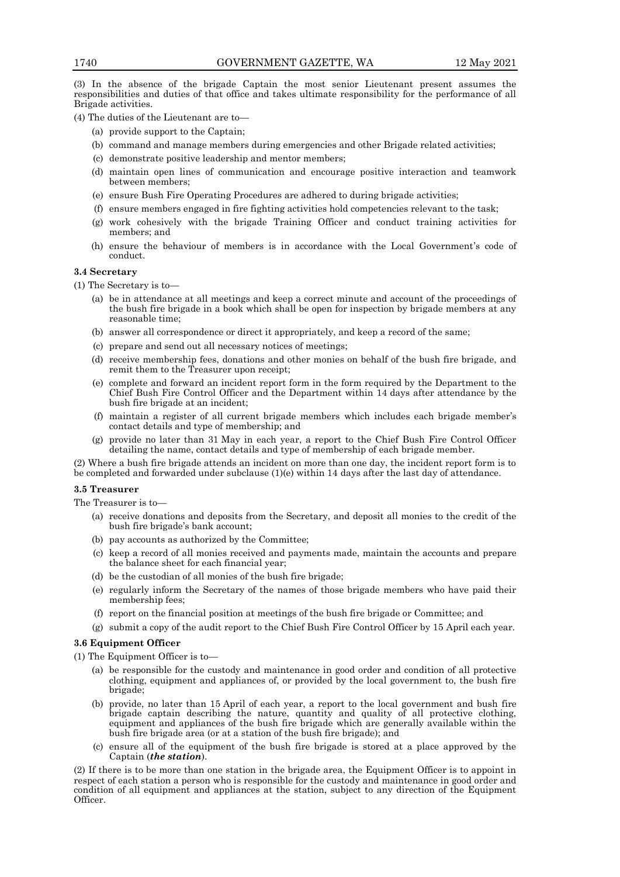(3) In the absence of the brigade Captain the most senior Lieutenant present assumes the responsibilities and duties of that office and takes ultimate responsibility for the performance of all Brigade activities.

(4) The duties of the Lieutenant are to—

- (a) provide support to the Captain;
- (b) command and manage members during emergencies and other Brigade related activities;
- (c) demonstrate positive leadership and mentor members;
- (d) maintain open lines of communication and encourage positive interaction and teamwork between members;
- (e) ensure Bush Fire Operating Procedures are adhered to during brigade activities;
- (f) ensure members engaged in fire fighting activities hold competencies relevant to the task;
- (g) work cohesively with the brigade Training Officer and conduct training activities for members; and
- (h) ensure the behaviour of members is in accordance with the Local Government's code of conduct.

**3.4 Secretary**

(1) The Secretary is to—

- (a) be in attendance at all meetings and keep a correct minute and account of the proceedings of the bush fire brigade in a book which shall be open for inspection by brigade members at any reasonable time;
- (b) answer all correspondence or direct it appropriately, and keep a record of the same;
- (c) prepare and send out all necessary notices of meetings;
- (d) receive membership fees, donations and other monies on behalf of the bush fire brigade, and remit them to the Treasurer upon receipt;
- (e) complete and forward an incident report form in the form required by the Department to the Chief Bush Fire Control Officer and the Department within 14 days after attendance by the bush fire brigade at an incident;
- (f) maintain a register of all current brigade members which includes each brigade member's contact details and type of membership; and
- (g) provide no later than 31 May in each year, a report to the Chief Bush Fire Control Officer detailing the name, contact details and type of membership of each brigade member.

(2) Where a bush fire brigade attends an incident on more than one day, the incident report form is to be completed and forwarded under subclause (1)(e) within 14 days after the last day of attendance.

**3.5 Treasurer**

The Treasurer is to—

- (a) receive donations and deposits from the Secretary, and deposit all monies to the credit of the bush fire brigade's bank account;
- (b) pay accounts as authorized by the Committee;
- (c) keep a record of all monies received and payments made, maintain the accounts and prepare the balance sheet for each financial year;
- (d) be the custodian of all monies of the bush fire brigade;
- (e) regularly inform the Secretary of the names of those brigade members who have paid their membership fees;
- (f) report on the financial position at meetings of the bush fire brigade or Committee; and
- (g) submit a copy of the audit report to the Chief Bush Fire Control Officer by 15 April each year.

**3.6 Equipment Officer**

(1) The Equipment Officer is to—

- (a) be responsible for the custody and maintenance in good order and condition of all protective clothing, equipment and appliances of, or provided by the local government to, the bush fire brigade;
- (b) provide, no later than 15 April of each year, a report to the local government and bush fire brigade captain describing the nature, quantity and quality of all protective clothing, equipment and appliances of the bush fire brigade which are generally available within the bush fire brigade area (or at a station of the bush fire brigade); and
- (c) ensure all of the equipment of the bush fire brigade is stored at a place approved by the Captain (***the station***).

(2) If there is to be more than one station in the brigade area, the Equipment Officer is to appoint in respect of each station a person who is responsible for the custody and maintenance in good order and condition of all equipment and appliances at the station, subject to any direction of the Equipment Officer.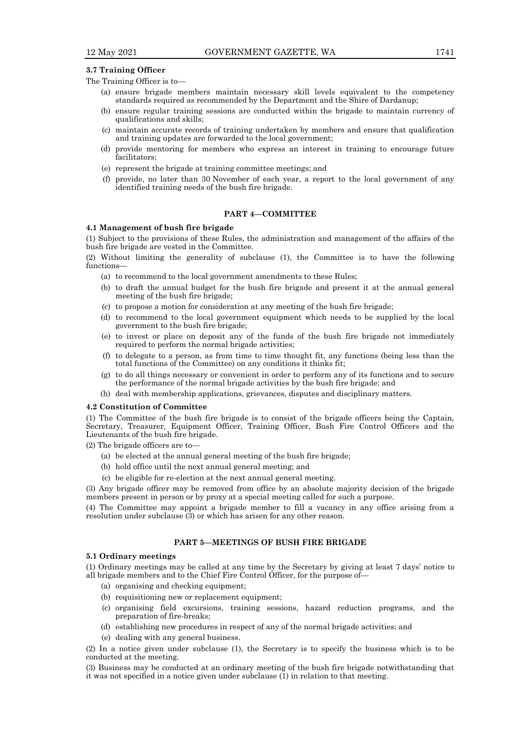**3.7 Training Officer**

The Training Officer is to—

(a) ensure brigade members maintain necessary skill levels equivalent to the competency standards required as recommended by the Department and the Shire of Dardanup;

(b) ensure regular training sessions are conducted within the brigade to maintain currency of qualifications and skills;

(c) maintain accurate records of training undertaken by members and ensure that qualification and training updates are forwarded to the local government;

(d) provide mentoring for members who express an interest in training to encourage future facilitators;

(e) represent the brigade at training committee meetings; and

(f) provide, no later than 30 November of each year, a report to the local government of any identified training needs of the bush fire brigade.

## PART 4—COMMITTEE

**4.1 Management of bush fire brigade**

(1) Subject to the provisions of these Rules, the administration and management of the affairs of the bush fire brigade are vested in the Committee.

(2) Without limiting the generality of subclause (1), the Committee is to have the following functions—

(a) to recommend to the local government amendments to these Rules;

(b) to draft the annual budget for the bush fire brigade and present it at the annual general meeting of the bush fire brigade;

(c) to propose a motion for consideration at any meeting of the bush fire brigade;

(d) to recommend to the local government equipment which needs to be supplied by the local government to the bush fire brigade;

(e) to invest or place on deposit any of the funds of the bush fire brigade not immediately required to perform the normal brigade activities;

(f) to delegate to a person, as from time to time thought fit, any functions (being less than the total functions of the Committee) on any conditions it thinks fit;

(g) to do all things necessary or convenient in order to perform any of its functions and to secure the performance of the normal brigade activities by the bush fire brigade; and

(h) deal with membership applications, grievances, disputes and disciplinary matters.

**4.2 Constitution of Committee**

(1) The Committee of the bush fire brigade is to consist of the brigade officers being the Captain, Secretary, Treasurer, Equipment Officer, Training Officer, Bush Fire Control Officers and the Lieutenants of the bush fire brigade.

(2) The brigade officers are to—

(a) be elected at the annual general meeting of the bush fire brigade;

(b) hold office until the next annual general meeting; and

(c) be eligible for re-election at the next annual general meeting.

(3) Any brigade officer may be removed from office by an absolute majority decision of the brigade members present in person or by proxy at a special meeting called for such a purpose.

(4) The Committee may appoint a brigade member to fill a vacancy in any office arising from a resolution under subclause (3) or which has arisen for any other reason.

## PART 5—MEETINGS OF BUSH FIRE BRIGADE

**5.1 Ordinary meetings**

(1) Ordinary meetings may be called at any time by the Secretary by giving at least 7 days' notice to all brigade members and to the Chief Fire Control Officer, for the purpose of—

(a) organising and checking equipment;

(b) requisitioning new or replacement equipment;

(c) organising field excursions, training sessions, hazard reduction programs, and the preparation of fire-breaks;

(d) establishing new procedures in respect of any of the normal brigade activities; and

(e) dealing with any general business.

(2) In a notice given under subclause (1), the Secretary is to specify the business which is to be conducted at the meeting.

(3) Business may be conducted at an ordinary meeting of the bush fire brigade notwithstanding that it was not specified in a notice given under subclause (1) in relation to that meeting.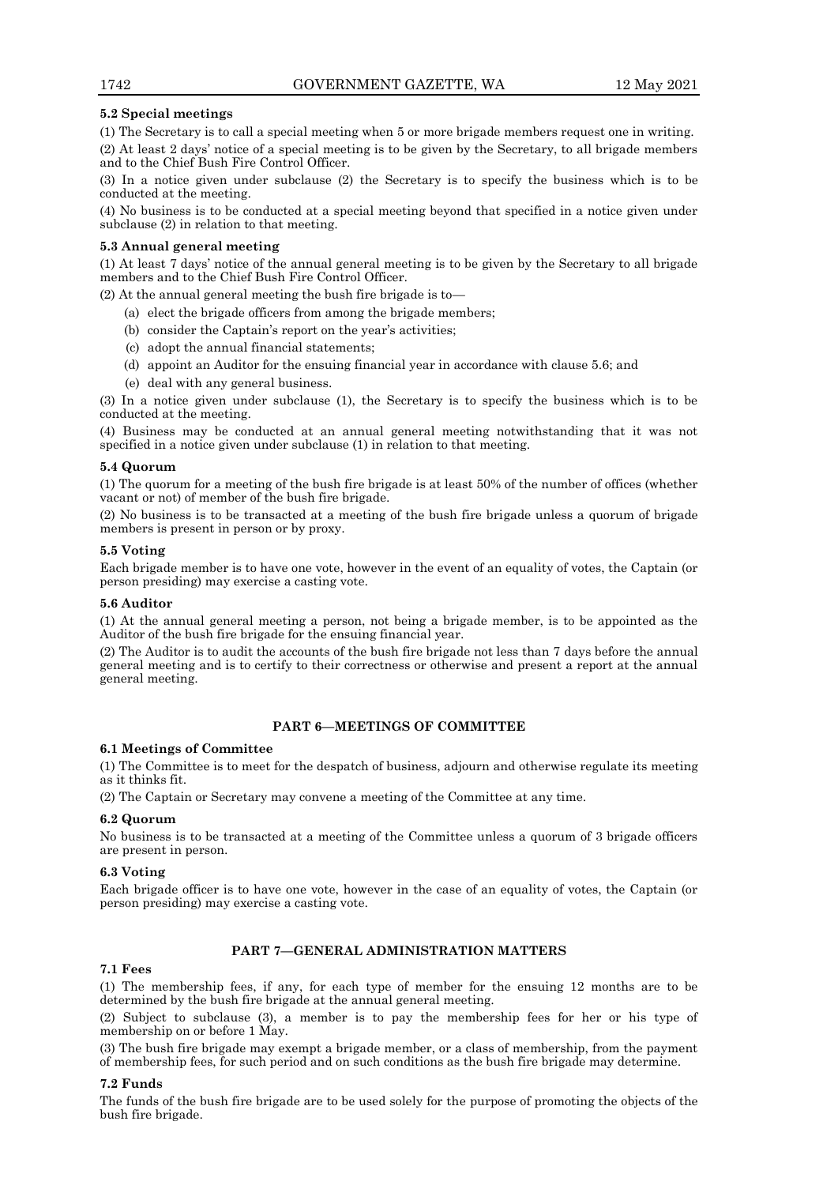**5.2 Special meetings**

(1) The Secretary is to call a special meeting when 5 or more brigade members request one in writing.

(2) At least 2 days' notice of a special meeting is to be given by the Secretary, to all brigade members and to the Chief Bush Fire Control Officer.

(3) In a notice given under subclause (2) the Secretary is to specify the business which is to be conducted at the meeting.

(4) No business is to be conducted at a special meeting beyond that specified in a notice given under subclause (2) in relation to that meeting.

**5.3 Annual general meeting**

(1) At least 7 days' notice of the annual general meeting is to be given by the Secretary to all brigade members and to the Chief Bush Fire Control Officer.

(2) At the annual general meeting the bush fire brigade is to—

(a) elect the brigade officers from among the brigade members;

(b) consider the Captain's report on the year's activities;

(c) adopt the annual financial statements;

(d) appoint an Auditor for the ensuing financial year in accordance with clause 5.6; and

(e) deal with any general business.

(3) In a notice given under subclause (1), the Secretary is to specify the business which is to be conducted at the meeting.

(4) Business may be conducted at an annual general meeting notwithstanding that it was not specified in a notice given under subclause (1) in relation to that meeting.

**5.4 Quorum**

(1) The quorum for a meeting of the bush fire brigade is at least 50% of the number of offices (whether vacant or not) of member of the bush fire brigade.

(2) No business is to be transacted at a meeting of the bush fire brigade unless a quorum of brigade members is present in person or by proxy.

**5.5 Voting**

Each brigade member is to have one vote, however in the event of an equality of votes, the Captain (or person presiding) may exercise a casting vote.

**5.6 Auditor**

(1) At the annual general meeting a person, not being a brigade member, is to be appointed as the Auditor of the bush fire brigade for the ensuing financial year.

(2) The Auditor is to audit the accounts of the bush fire brigade not less than 7 days before the annual general meeting and is to certify to their correctness or otherwise and present a report at the annual general meeting.

## PART 6—MEETINGS OF COMMITTEE

**6.1 Meetings of Committee**

(1) The Committee is to meet for the despatch of business, adjourn and otherwise regulate its meeting as it thinks fit.

(2) The Captain or Secretary may convene a meeting of the Committee at any time.

**6.2 Quorum**

No business is to be transacted at a meeting of the Committee unless a quorum of 3 brigade officers are present in person.

**6.3 Voting**

Each brigade officer is to have one vote, however in the case of an equality of votes, the Captain (or person presiding) may exercise a casting vote.

## PART 7—GENERAL ADMINISTRATION MATTERS

**7.1 Fees**

(1) The membership fees, if any, for each type of member for the ensuing 12 months are to be determined by the bush fire brigade at the annual general meeting.

(2) Subject to subclause (3), a member is to pay the membership fees for her or his type of membership on or before 1 May.

(3) The bush fire brigade may exempt a brigade member, or a class of membership, from the payment of membership fees, for such period and on such conditions as the bush fire brigade may determine.

**7.2 Funds**

The funds of the bush fire brigade are to be used solely for the purpose of promoting the objects of the bush fire brigade.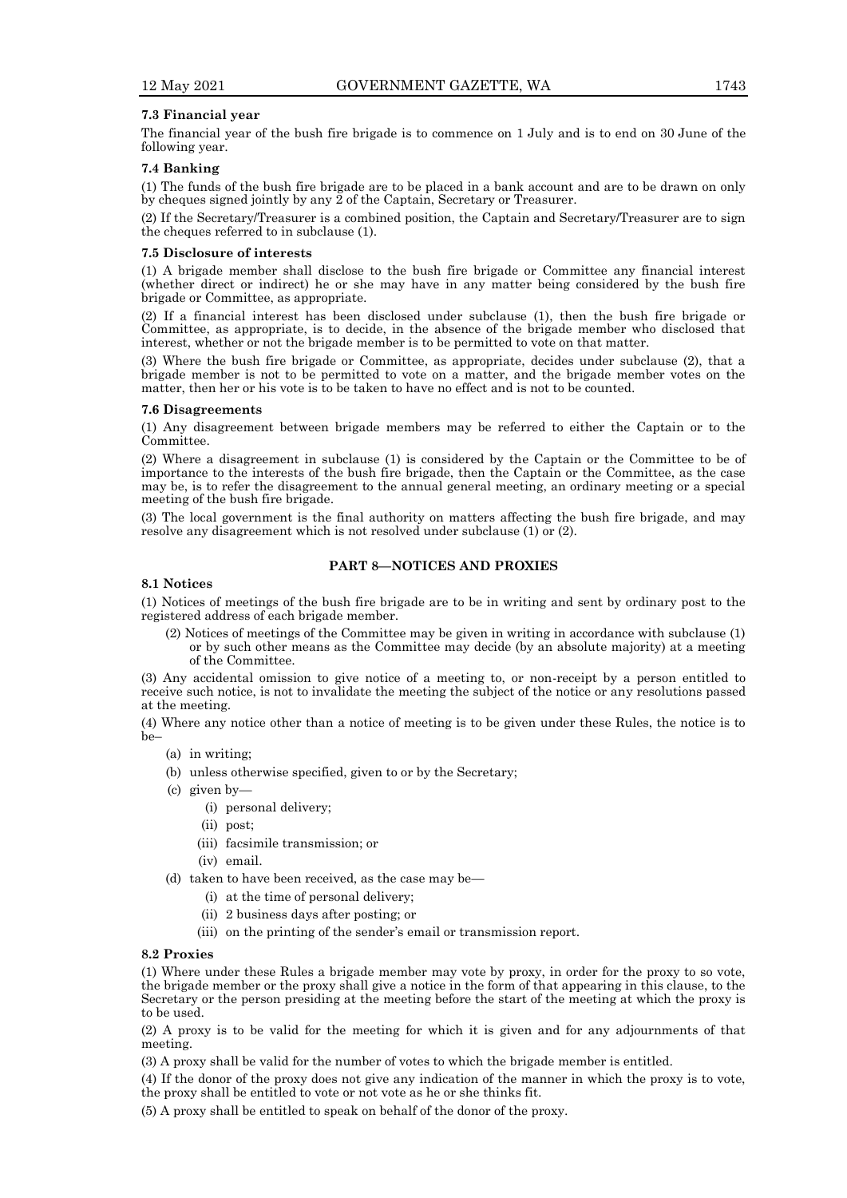**7.3 Financial year**

The financial year of the bush fire brigade is to commence on 1 July and is to end on 30 June of the following year.

**7.4 Banking**

(1) The funds of the bush fire brigade are to be placed in a bank account and are to be drawn on only by cheques signed jointly by any 2 of the Captain, Secretary or Treasurer.

(2) If the Secretary/Treasurer is a combined position, the Captain and Secretary/Treasurer are to sign the cheques referred to in subclause (1).

**7.5 Disclosure of interests**

(1) A brigade member shall disclose to the bush fire brigade or Committee any financial interest (whether direct or indirect) he or she may have in any matter being considered by the bush fire brigade or Committee, as appropriate.

(2) If a financial interest has been disclosed under subclause (1), then the bush fire brigade or Committee, as appropriate, is to decide, in the absence of the brigade member who disclosed that interest, whether or not the brigade member is to be permitted to vote on that matter.

(3) Where the bush fire brigade or Committee, as appropriate, decides under subclause (2), that a brigade member is not to be permitted to vote on a matter, and the brigade member votes on the matter, then her or his vote is to be taken to have no effect and is not to be counted.

**7.6 Disagreements**

(1) Any disagreement between brigade members may be referred to either the Captain or to the Committee.

(2) Where a disagreement in subclause (1) is considered by the Captain or the Committee to be of importance to the interests of the bush fire brigade, then the Captain or the Committee, as the case may be, is to refer the disagreement to the annual general meeting, an ordinary meeting or a special meeting of the bush fire brigade.

(3) The local government is the final authority on matters affecting the bush fire brigade, and may resolve any disagreement which is not resolved under subclause (1) or (2).

## PART 8—NOTICES AND PROXIES

**8.1 Notices**

(1) Notices of meetings of the bush fire brigade are to be in writing and sent by ordinary post to the registered address of each brigade member.

(2) Notices of meetings of the Committee may be given in writing in accordance with subclause (1) or by such other means as the Committee may decide (by an absolute majority) at a meeting of the Committee.

(3) Any accidental omission to give notice of a meeting to, or non-receipt by a person entitled to receive such notice, is not to invalidate the meeting the subject of the notice or any resolutions passed at the meeting.

(4) Where any notice other than a notice of meeting is to be given under these Rules, the notice is to be–

- (a) in writing;
- (b) unless otherwise specified, given to or by the Secretary;
- (c) given by—
  - (i) personal delivery;
  - (ii) post;
  - (iii) facsimile transmission; or
  - (iv) email.
- (d) taken to have been received, as the case may be—
  - (i) at the time of personal delivery;
  - (ii) 2 business days after posting; or
  - (iii) on the printing of the sender's email or transmission report.

**8.2 Proxies**

(1) Where under these Rules a brigade member may vote by proxy, in order for the proxy to so vote, the brigade member or the proxy shall give a notice in the form of that appearing in this clause, to the Secretary or the person presiding at the meeting before the start of the meeting at which the proxy is to be used.

(2) A proxy is to be valid for the meeting for which it is given and for any adjournments of that meeting.

(3) A proxy shall be valid for the number of votes to which the brigade member is entitled.

(4) If the donor of the proxy does not give any indication of the manner in which the proxy is to vote, the proxy shall be entitled to vote or not vote as he or she thinks fit.

(5) A proxy shall be entitled to speak on behalf of the donor of the proxy.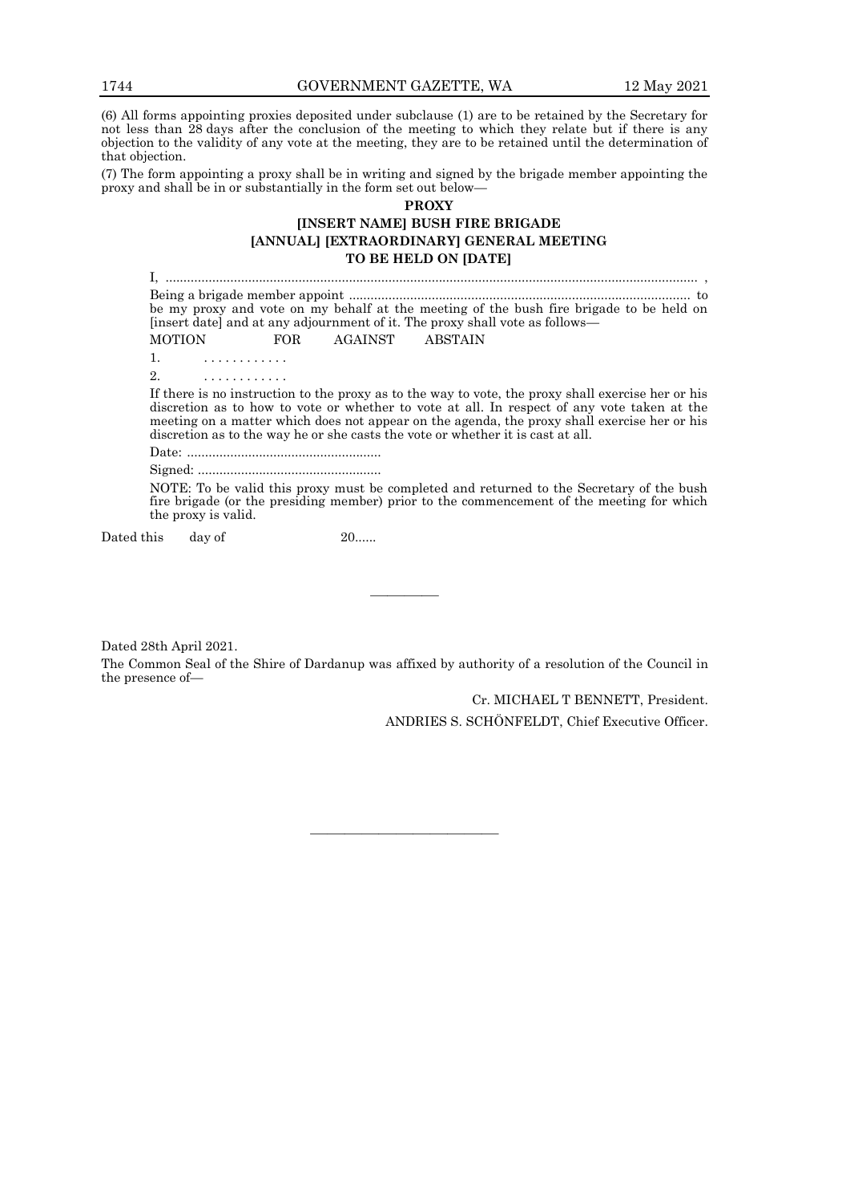(6) All forms appointing proxies deposited under subclause (1) are to be retained by the Secretary for not less than 28 days after the conclusion of the meeting to which they relate but if there is any objection to the validity of any vote at the meeting, they are to be retained until the determination of that objection.

(7) The form appointing a proxy shall be in writing and signed by the brigade member appointing the proxy and shall be in or substantially in the form set out below—

**PROXY**

**[INSERT NAME] BUSH FIRE BRIGADE**

**[ANNUAL] [EXTRAORDINARY] GENERAL MEETING**

**TO BE HELD ON [DATE]**

I, ........................................................................................................................................... ,

Being a brigade member appoint ............................................................................................. to be my proxy and vote on my behalf at the meeting of the bush fire brigade to be held on [insert date] and at any adjournment of it. The proxy shall vote as follows—

| MOTION | FOR | AGAINST | ABSTAIN |
|---|---|---|---|
| 1. ............ | | | |
| 2. ............ | | | |

If there is no instruction to the proxy as to the way to vote, the proxy shall exercise her or his discretion as to how to vote or whether to vote at all. In respect of any vote taken at the meeting on a matter which does not appear on the agenda, the proxy shall exercise her or his discretion as to the way he or she casts the vote or whether it is cast at all.

Date: ......................................................

Signed: ...................................................

NOTE: To be valid this proxy must be completed and returned to the Secretary of the bush fire brigade (or the presiding member) prior to the commencement of the meeting for which the proxy is valid.

Dated this day of 20......

---

Dated 28th April 2021.

The Common Seal of the Shire of Dardanup was affixed by authority of a resolution of the Council in the presence of—

Cr. MICHAEL T BENNETT, President.

ANDRIES S. SCHÖNFELDT, Chief Executive Officer.

---